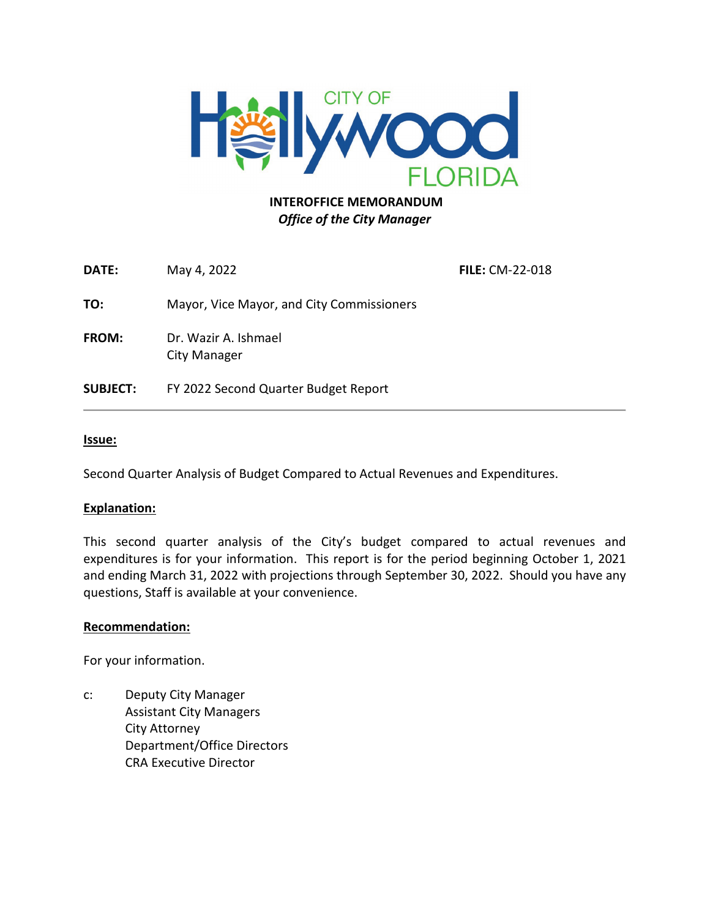CITY OF Hollywood FLORIDA

**INTEROFFICE MEMORANDUM**
***Office of the City Manager***

**DATE:** May 4, 2022 **FILE:** CM-22-018

**TO:** Mayor, Vice Mayor, and City Commissioners

**FROM:** Dr. Wazir A. Ishmael
City Manager

**SUBJECT:** FY 2022 Second Quarter Budget Report

---

**Issue:**

Second Quarter Analysis of Budget Compared to Actual Revenues and Expenditures.

**Explanation:**

This second quarter analysis of the City's budget compared to actual revenues and expenditures is for your information. This report is for the period beginning October 1, 2021 and ending March 31, 2022 with projections through September 30, 2022. Should you have any questions, Staff is available at your convenience.

**Recommendation:**

For your information.

c: Deputy City Manager
Assistant City Managers
City Attorney
Department/Office Directors
CRA Executive Director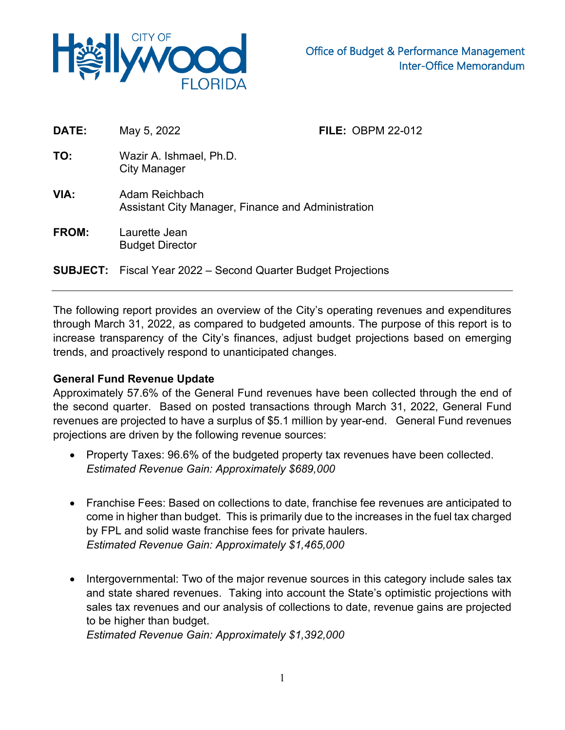Office of Budget & Performance Management
Inter-Office Memorandum

**DATE:** May 5, 2022 **FILE:** OBPM 22-012

**TO:** Wazir A. Ishmael, Ph.D.
City Manager

**VIA:** Adam Reichbach
Assistant City Manager, Finance and Administration

**FROM:** Laurette Jean
Budget Director

**SUBJECT:** Fiscal Year 2022 – Second Quarter Budget Projections

---

The following report provides an overview of the City's operating revenues and expenditures through March 31, 2022, as compared to budgeted amounts. The purpose of this report is to increase transparency of the City's finances, adjust budget projections based on emerging trends, and proactively respond to unanticipated changes.

**General Fund Revenue Update**

Approximately 57.6% of the General Fund revenues have been collected through the end of the second quarter. Based on posted transactions through March 31, 2022, General Fund revenues are projected to have a surplus of $5.1 million by year-end. General Fund revenues projections are driven by the following revenue sources:

- Property Taxes: 96.6% of the budgeted property tax revenues have been collected.
  *Estimated Revenue Gain: Approximately $689,000*

- Franchise Fees: Based on collections to date, franchise fee revenues are anticipated to come in higher than budget. This is primarily due to the increases in the fuel tax charged by FPL and solid waste franchise fees for private haulers.
  *Estimated Revenue Gain: Approximately $1,465,000*

- Intergovernmental: Two of the major revenue sources in this category include sales tax and state shared revenues. Taking into account the State's optimistic projections with sales tax revenues and our analysis of collections to date, revenue gains are projected to be higher than budget.
  *Estimated Revenue Gain: Approximately $1,392,000*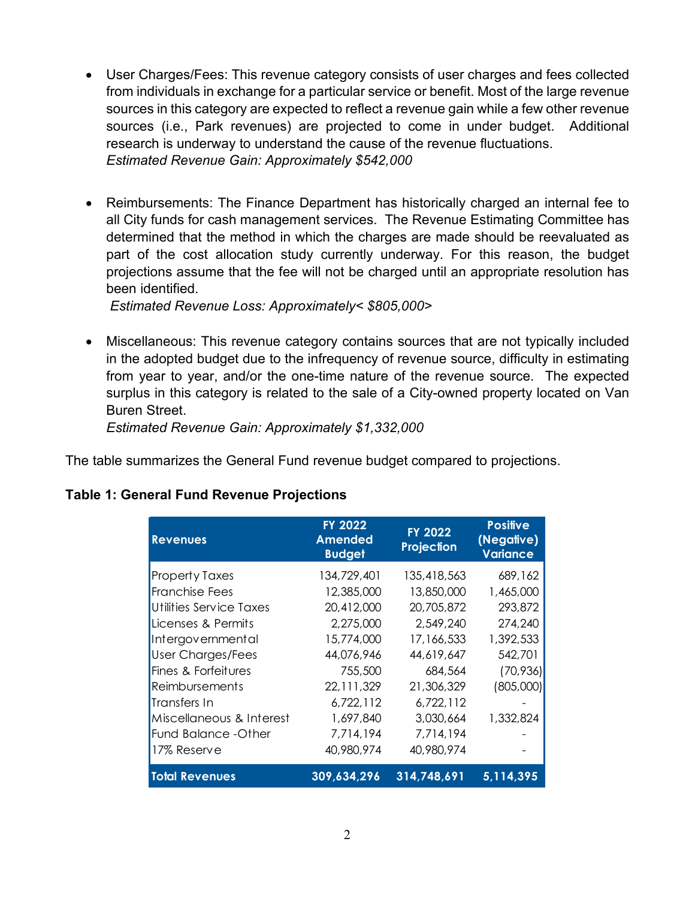- User Charges/Fees: This revenue category consists of user charges and fees collected from individuals in exchange for a particular service or benefit. Most of the large revenue sources in this category are expected to reflect a revenue gain while a few other revenue sources (i.e., Park revenues) are projected to come in under budget. Additional research is underway to understand the cause of the revenue fluctuations.
  *Estimated Revenue Gain: Approximately $542,000*

- Reimbursements: The Finance Department has historically charged an internal fee to all City funds for cash management services. The Revenue Estimating Committee has determined that the method in which the charges are made should be reevaluated as part of the cost allocation study currently underway. For this reason, the budget projections assume that the fee will not be charged until an appropriate resolution has been identified.
  *Estimated Revenue Loss: Approximately< $805,000>*

- Miscellaneous: This revenue category contains sources that are not typically included in the adopted budget due to the infrequency of revenue source, difficulty in estimating from year to year, and/or the one-time nature of the revenue source. The expected surplus in this category is related to the sale of a City-owned property located on Van Buren Street.
  *Estimated Revenue Gain: Approximately $1,332,000*

The table summarizes the General Fund revenue budget compared to projections.

**Table 1: General Fund Revenue Projections**

| Revenues | FY 2022 Amended Budget | FY 2022 Projection | Positive (Negative) Variance |
|---|---|---|---|
| Property Taxes | 134,729,401 | 135,418,563 | 689,162 |
| Franchise Fees | 12,385,000 | 13,850,000 | 1,465,000 |
| Utilities Service Taxes | 20,412,000 | 20,705,872 | 293,872 |
| Licenses & Permits | 2,275,000 | 2,549,240 | 274,240 |
| Intergovernmental | 15,774,000 | 17,166,533 | 1,392,533 |
| User Charges/Fees | 44,076,946 | 44,619,647 | 542,701 |
| Fines & Forfeitures | 755,500 | 684,564 | (70,936) |
| Reimbursements | 22,111,329 | 21,306,329 | (805,000) |
| Transfers In | 6,722,112 | 6,722,112 | - |
| Miscellaneous & Interest | 1,697,840 | 3,030,664 | 1,332,824 |
| Fund Balance -Other | 7,714,194 | 7,714,194 | - |
| 17% Reserve | 40,980,974 | 40,980,974 | - |
| **Total Revenues** | **309,634,296** | **314,748,691** | **5,114,395** |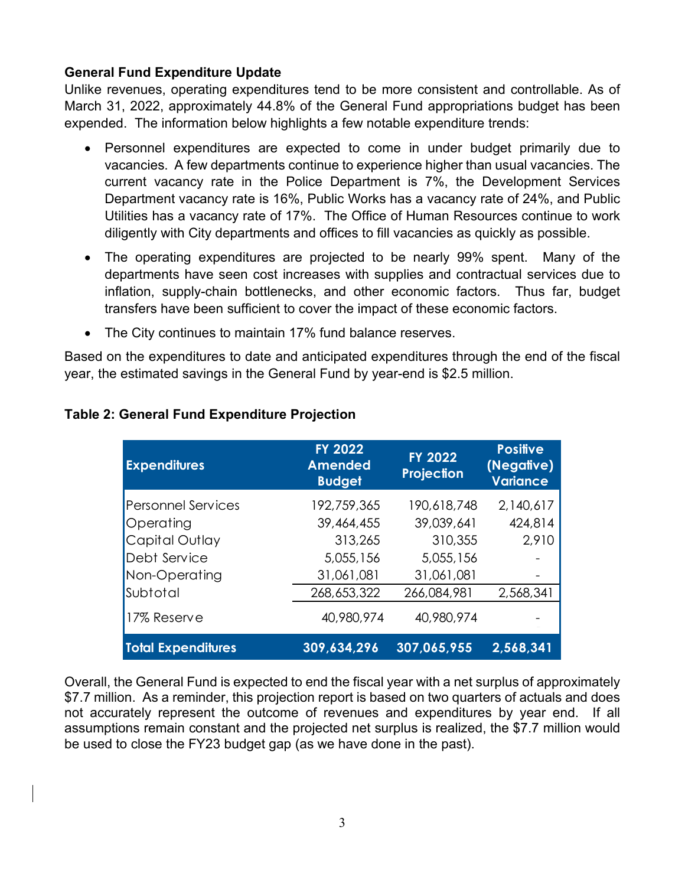**General Fund Expenditure Update**

Unlike revenues, operating expenditures tend to be more consistent and controllable. As of March 31, 2022, approximately 44.8% of the General Fund appropriations budget has been expended. The information below highlights a few notable expenditure trends:

- Personnel expenditures are expected to come in under budget primarily due to vacancies. A few departments continue to experience higher than usual vacancies. The current vacancy rate in the Police Department is 7%, the Development Services Department vacancy rate is 16%, Public Works has a vacancy rate of 24%, and Public Utilities has a vacancy rate of 17%. The Office of Human Resources continue to work diligently with City departments and offices to fill vacancies as quickly as possible.
- The operating expenditures are projected to be nearly 99% spent. Many of the departments have seen cost increases with supplies and contractual services due to inflation, supply-chain bottlenecks, and other economic factors. Thus far, budget transfers have been sufficient to cover the impact of these economic factors.
- The City continues to maintain 17% fund balance reserves.

Based on the expenditures to date and anticipated expenditures through the end of the fiscal year, the estimated savings in the General Fund by year-end is $2.5 million.

**Table 2: General Fund Expenditure Projection**

| Expenditures | FY 2022 Amended Budget | FY 2022 Projection | Positive (Negative) Variance |
|---|---|---|---|
| Personnel Services | 192,759,365 | 190,618,748 | 2,140,617 |
| Operating | 39,464,455 | 39,039,641 | 424,814 |
| Capital Outlay | 313,265 | 310,355 | 2,910 |
| Debt Service | 5,055,156 | 5,055,156 | - |
| Non-Operating | 31,061,081 | 31,061,081 | - |
| Subtotal | 268,653,322 | 266,084,981 | 2,568,341 |
| 17% Reserve | 40,980,974 | 40,980,974 | - |
| **Total Expenditures** | **309,634,296** | **307,065,955** | **2,568,341** |

Overall, the General Fund is expected to end the fiscal year with a net surplus of approximately $7.7 million. As a reminder, this projection report is based on two quarters of actuals and does not accurately represent the outcome of revenues and expenditures by year end. If all assumptions remain constant and the projected net surplus is realized, the $7.7 million would be used to close the FY23 budget gap (as we have done in the past).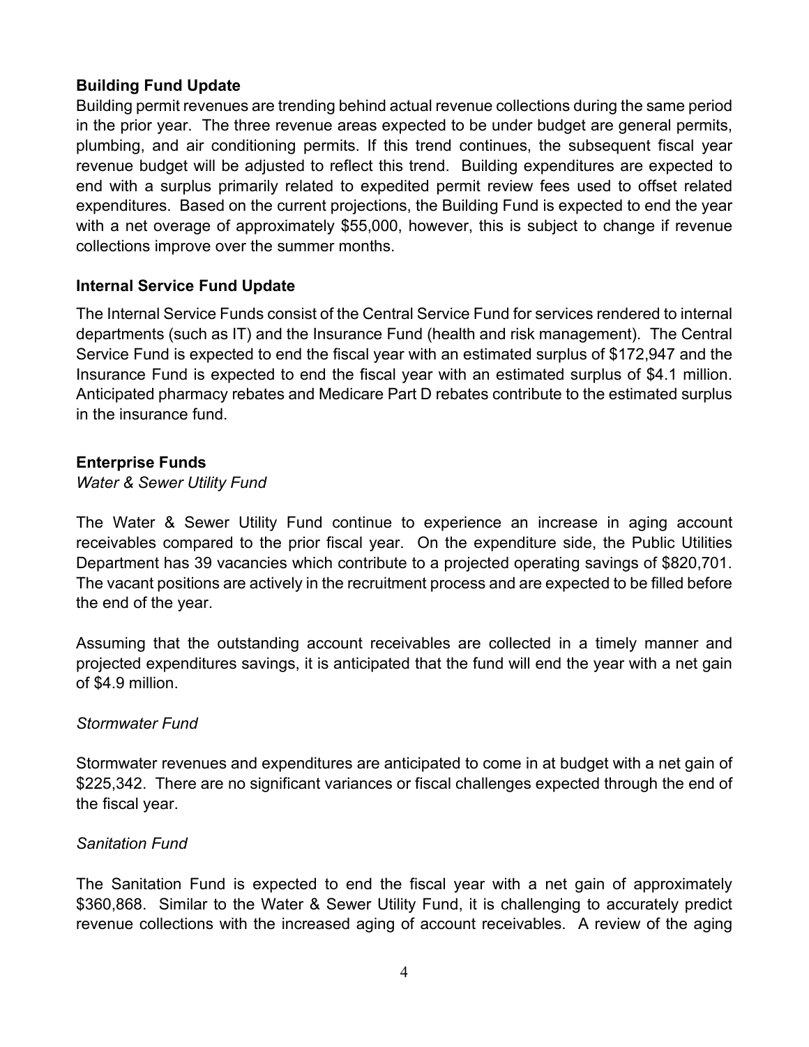### Building Fund Update

Building permit revenues are trending behind actual revenue collections during the same period in the prior year. The three revenue areas expected to be under budget are general permits, plumbing, and air conditioning permits. If this trend continues, the subsequent fiscal year revenue budget will be adjusted to reflect this trend. Building expenditures are expected to end with a surplus primarily related to expedited permit review fees used to offset related expenditures. Based on the current projections, the Building Fund is expected to end the year with a net overage of approximately $55,000, however, this is subject to change if revenue collections improve over the summer months.

### Internal Service Fund Update

The Internal Service Funds consist of the Central Service Fund for services rendered to internal departments (such as IT) and the Insurance Fund (health and risk management). The Central Service Fund is expected to end the fiscal year with an estimated surplus of $172,947 and the Insurance Fund is expected to end the fiscal year with an estimated surplus of $4.1 million. Anticipated pharmacy rebates and Medicare Part D rebates contribute to the estimated surplus in the insurance fund.

### Enterprise Funds

*Water & Sewer Utility Fund*

The Water & Sewer Utility Fund continue to experience an increase in aging account receivables compared to the prior fiscal year. On the expenditure side, the Public Utilities Department has 39 vacancies which contribute to a projected operating savings of $820,701. The vacant positions are actively in the recruitment process and are expected to be filled before the end of the year.

Assuming that the outstanding account receivables are collected in a timely manner and projected expenditures savings, it is anticipated that the fund will end the year with a net gain of $4.9 million.

*Stormwater Fund*

Stormwater revenues and expenditures are anticipated to come in at budget with a net gain of $225,342. There are no significant variances or fiscal challenges expected through the end of the fiscal year.

*Sanitation Fund*

The Sanitation Fund is expected to end the fiscal year with a net gain of approximately $360,868. Similar to the Water & Sewer Utility Fund, it is challenging to accurately predict revenue collections with the increased aging of account receivables. A review of the aging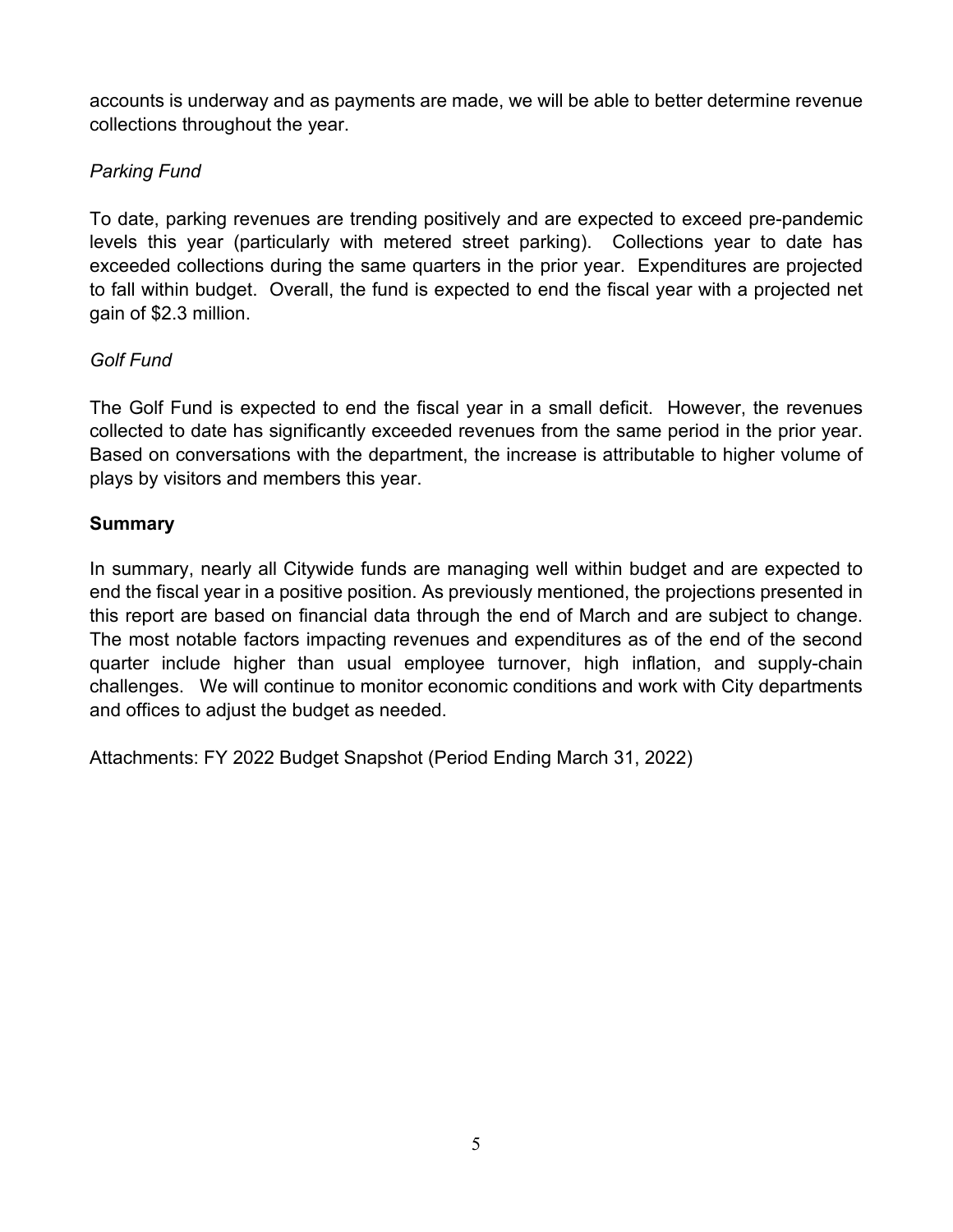accounts is underway and as payments are made, we will be able to better determine revenue collections throughout the year.

*Parking Fund*

To date, parking revenues are trending positively and are expected to exceed pre-pandemic levels this year (particularly with metered street parking). Collections year to date has exceeded collections during the same quarters in the prior year. Expenditures are projected to fall within budget. Overall, the fund is expected to end the fiscal year with a projected net gain of $2.3 million.

*Golf Fund*

The Golf Fund is expected to end the fiscal year in a small deficit. However, the revenues collected to date has significantly exceeded revenues from the same period in the prior year. Based on conversations with the department, the increase is attributable to higher volume of plays by visitors and members this year.

**Summary**

In summary, nearly all Citywide funds are managing well within budget and are expected to end the fiscal year in a positive position. As previously mentioned, the projections presented in this report are based on financial data through the end of March and are subject to change. The most notable factors impacting revenues and expenditures as of the end of the second quarter include higher than usual employee turnover, high inflation, and supply-chain challenges. We will continue to monitor economic conditions and work with City departments and offices to adjust the budget as needed.

Attachments: FY 2022 Budget Snapshot (Period Ending March 31, 2022)